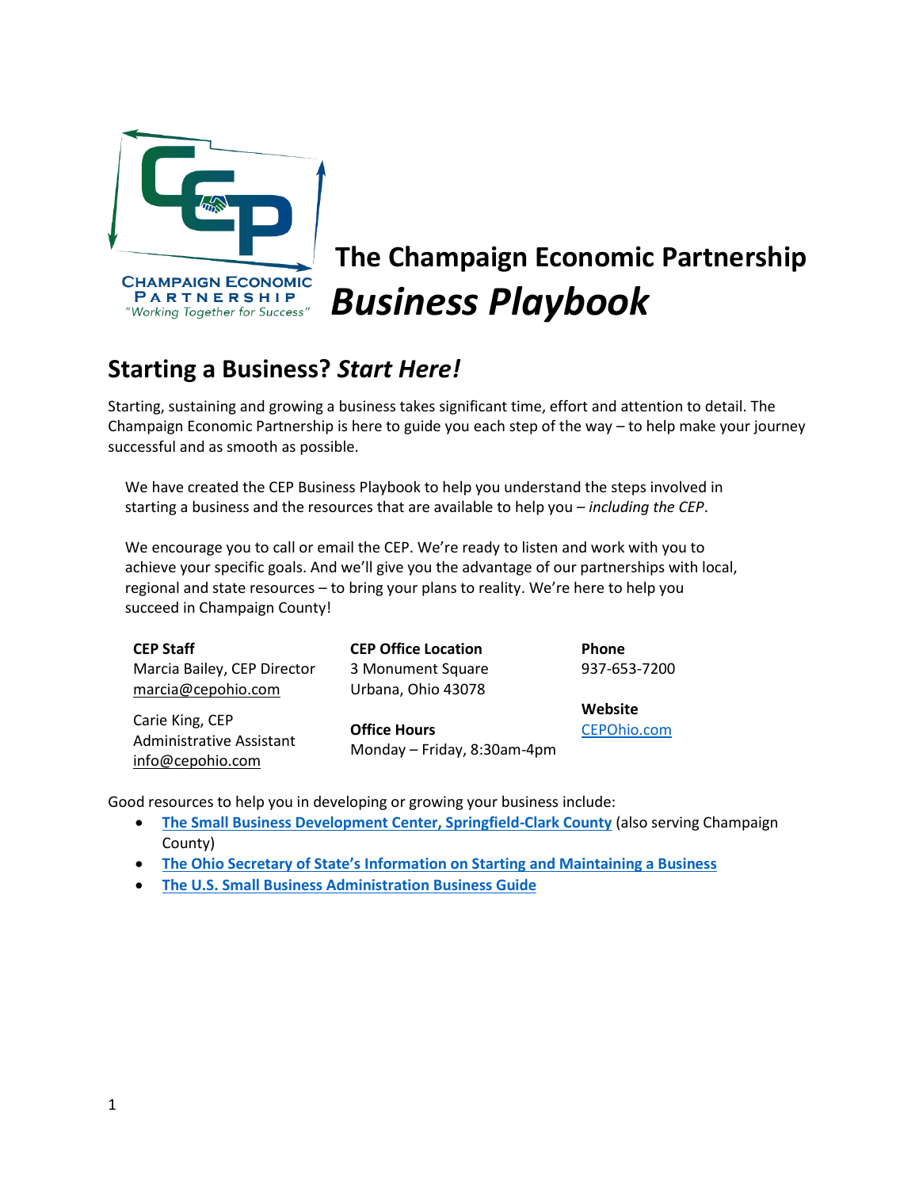CHAMPAIGN ECONOMIC PARTNERSHIP
"Working Together for Success"

# The Champaign Economic Partnership *Business Playbook*

## Starting a Business? *Start Here!*

Starting, sustaining and growing a business takes significant time, effort and attention to detail. The Champaign Economic Partnership is here to guide you each step of the way – to help make your journey successful and as smooth as possible.

We have created the CEP Business Playbook to help you understand the steps involved in starting a business and the resources that are available to help you – *including the CEP*.

We encourage you to call or email the CEP. We're ready to listen and work with you to achieve your specific goals. And we'll give you the advantage of our partnerships with local, regional and state resources – to bring your plans to reality. We're here to help you succeed in Champaign County!

**CEP Staff**
Marcia Bailey, CEP Director
marcia@cepohio.com

Carie King, CEP Administrative Assistant
info@cepohio.com

**CEP Office Location**
3 Monument Square
Urbana, Ohio 43078

**Office Hours**
Monday – Friday, 8:30am-4pm

**Phone**
937-653-7200

**Website**
CEPOhio.com

Good resources to help you in developing or growing your business include:

- **The Small Business Development Center, Springfield-Clark County** (also serving Champaign County)
- **The Ohio Secretary of State's Information on Starting and Maintaining a Business**
- **The U.S. Small Business Administration Business Guide**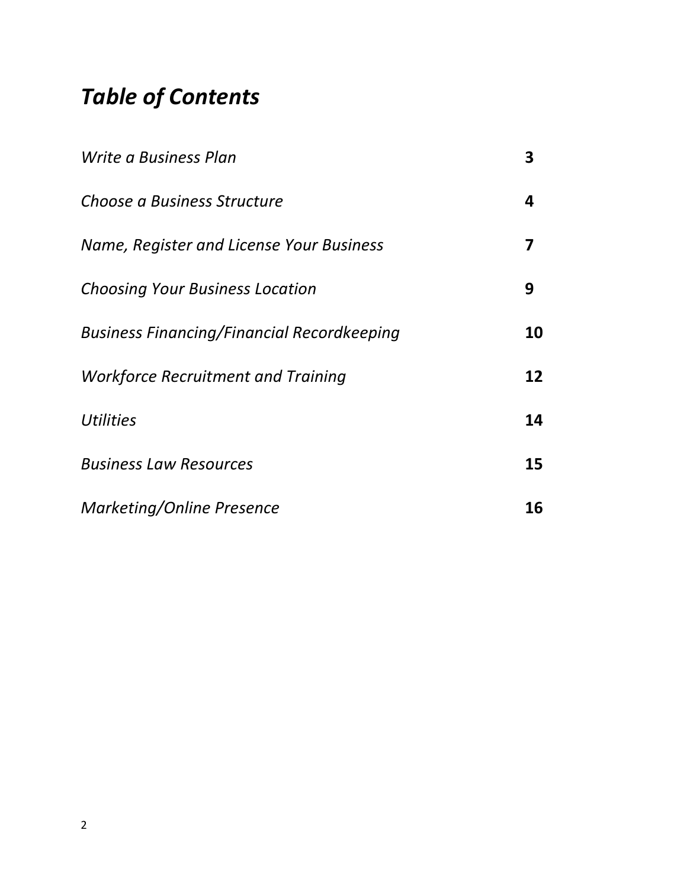# *Table of Contents*

| | |
|---|---|
| *Write a Business Plan* | **3** |
| *Choose a Business Structure* | **4** |
| *Name, Register and License Your Business* | **7** |
| *Choosing Your Business Location* | **9** |
| *Business Financing/Financial Recordkeeping* | **10** |
| *Workforce Recruitment and Training* | **12** |
| *Utilities* | **14** |
| *Business Law Resources* | **15** |
| *Marketing/Online Presence* | **16** |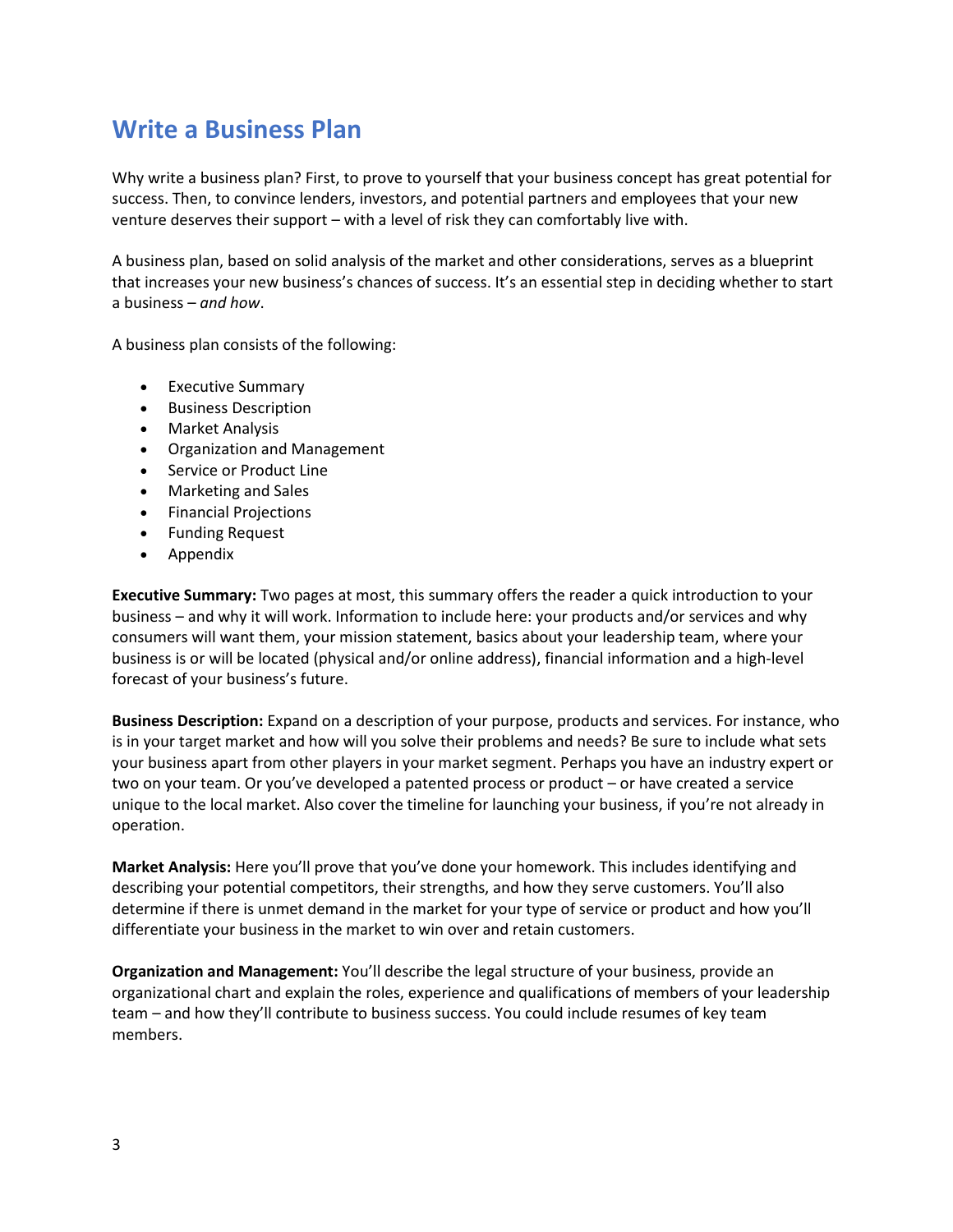# Write a Business Plan

Why write a business plan? First, to prove to yourself that your business concept has great potential for success. Then, to convince lenders, investors, and potential partners and employees that your new venture deserves their support – with a level of risk they can comfortably live with.

A business plan, based on solid analysis of the market and other considerations, serves as a blueprint that increases your new business's chances of success. It's an essential step in deciding whether to start a business – *and how*.

A business plan consists of the following:

- Executive Summary
- Business Description
- Market Analysis
- Organization and Management
- Service or Product Line
- Marketing and Sales
- Financial Projections
- Funding Request
- Appendix

**Executive Summary:** Two pages at most, this summary offers the reader a quick introduction to your business – and why it will work. Information to include here: your products and/or services and why consumers will want them, your mission statement, basics about your leadership team, where your business is or will be located (physical and/or online address), financial information and a high-level forecast of your business's future.

**Business Description:** Expand on a description of your purpose, products and services. For instance, who is in your target market and how will you solve their problems and needs? Be sure to include what sets your business apart from other players in your market segment. Perhaps you have an industry expert or two on your team. Or you've developed a patented process or product – or have created a service unique to the local market. Also cover the timeline for launching your business, if you're not already in operation.

**Market Analysis:** Here you'll prove that you've done your homework. This includes identifying and describing your potential competitors, their strengths, and how they serve customers. You'll also determine if there is unmet demand in the market for your type of service or product and how you'll differentiate your business in the market to win over and retain customers.

**Organization and Management:** You'll describe the legal structure of your business, provide an organizational chart and explain the roles, experience and qualifications of members of your leadership team – and how they'll contribute to business success. You could include resumes of key team members.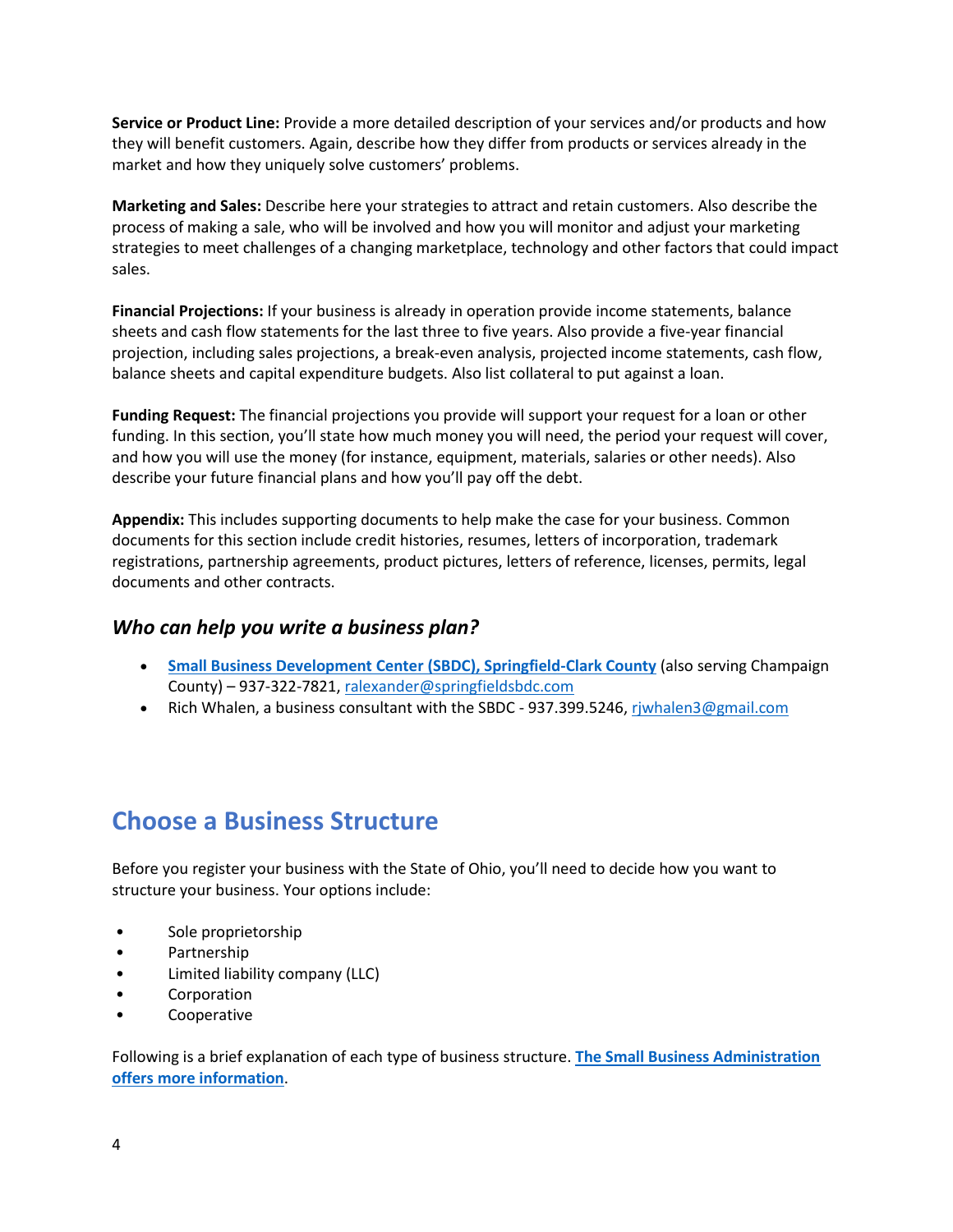**Service or Product Line:** Provide a more detailed description of your services and/or products and how they will benefit customers. Again, describe how they differ from products or services already in the market and how they uniquely solve customers' problems.

**Marketing and Sales:** Describe here your strategies to attract and retain customers. Also describe the process of making a sale, who will be involved and how you will monitor and adjust your marketing strategies to meet challenges of a changing marketplace, technology and other factors that could impact sales.

**Financial Projections:** If your business is already in operation provide income statements, balance sheets and cash flow statements for the last three to five years. Also provide a five-year financial projection, including sales projections, a break-even analysis, projected income statements, cash flow, balance sheets and capital expenditure budgets. Also list collateral to put against a loan.

**Funding Request:** The financial projections you provide will support your request for a loan or other funding. In this section, you'll state how much money you will need, the period your request will cover, and how you will use the money (for instance, equipment, materials, salaries or other needs). Also describe your future financial plans and how you'll pay off the debt.

**Appendix:** This includes supporting documents to help make the case for your business. Common documents for this section include credit histories, resumes, letters of incorporation, trademark registrations, partnership agreements, product pictures, letters of reference, licenses, permits, legal documents and other contracts.

### *Who can help you write a business plan?*

- **Small Business Development Center (SBDC), Springfield-Clark County** (also serving Champaign County) – 937-322-7821, ralexander@springfieldsbdc.com
- Rich Whalen, a business consultant with the SBDC - 937.399.5246, rjwhalen3@gmail.com

## Choose a Business Structure

Before you register your business with the State of Ohio, you'll need to decide how you want to structure your business. Your options include:

- Sole proprietorship
- Partnership
- Limited liability company (LLC)
- Corporation
- Cooperative

Following is a brief explanation of each type of business structure. **The Small Business Administration offers more information**.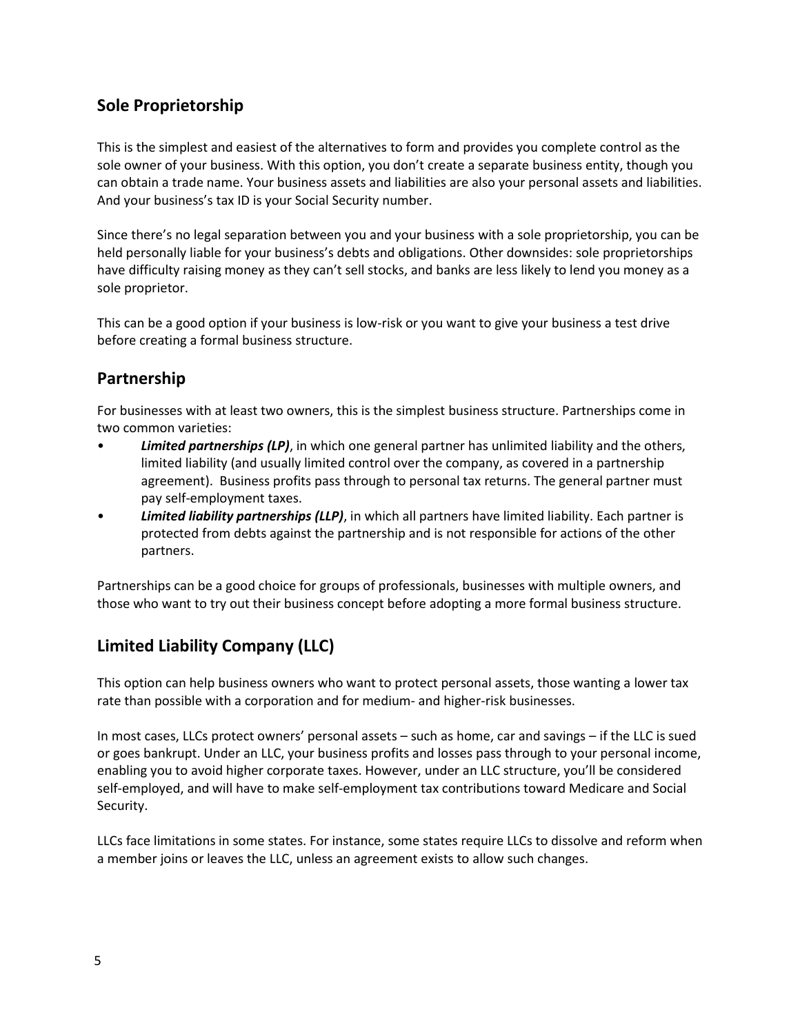## Sole Proprietorship

This is the simplest and easiest of the alternatives to form and provides you complete control as the sole owner of your business. With this option, you don't create a separate business entity, though you can obtain a trade name. Your business assets and liabilities are also your personal assets and liabilities. And your business's tax ID is your Social Security number.

Since there's no legal separation between you and your business with a sole proprietorship, you can be held personally liable for your business's debts and obligations. Other downsides: sole proprietorships have difficulty raising money as they can't sell stocks, and banks are less likely to lend you money as a sole proprietor.

This can be a good option if your business is low-risk or you want to give your business a test drive before creating a formal business structure.

## Partnership

For businesses with at least two owners, this is the simplest business structure. Partnerships come in two common varieties:

- ***Limited partnerships (LP)***, in which one general partner has unlimited liability and the others, limited liability (and usually limited control over the company, as covered in a partnership agreement). Business profits pass through to personal tax returns. The general partner must pay self-employment taxes.
- ***Limited liability partnerships (LLP)***, in which all partners have limited liability. Each partner is protected from debts against the partnership and is not responsible for actions of the other partners.

Partnerships can be a good choice for groups of professionals, businesses with multiple owners, and those who want to try out their business concept before adopting a more formal business structure.

## Limited Liability Company (LLC)

This option can help business owners who want to protect personal assets, those wanting a lower tax rate than possible with a corporation and for medium- and higher-risk businesses.

In most cases, LLCs protect owners' personal assets – such as home, car and savings – if the LLC is sued or goes bankrupt. Under an LLC, your business profits and losses pass through to your personal income, enabling you to avoid higher corporate taxes. However, under an LLC structure, you'll be considered self-employed, and will have to make self-employment tax contributions toward Medicare and Social Security.

LLCs face limitations in some states. For instance, some states require LLCs to dissolve and reform when a member joins or leaves the LLC, unless an agreement exists to allow such changes.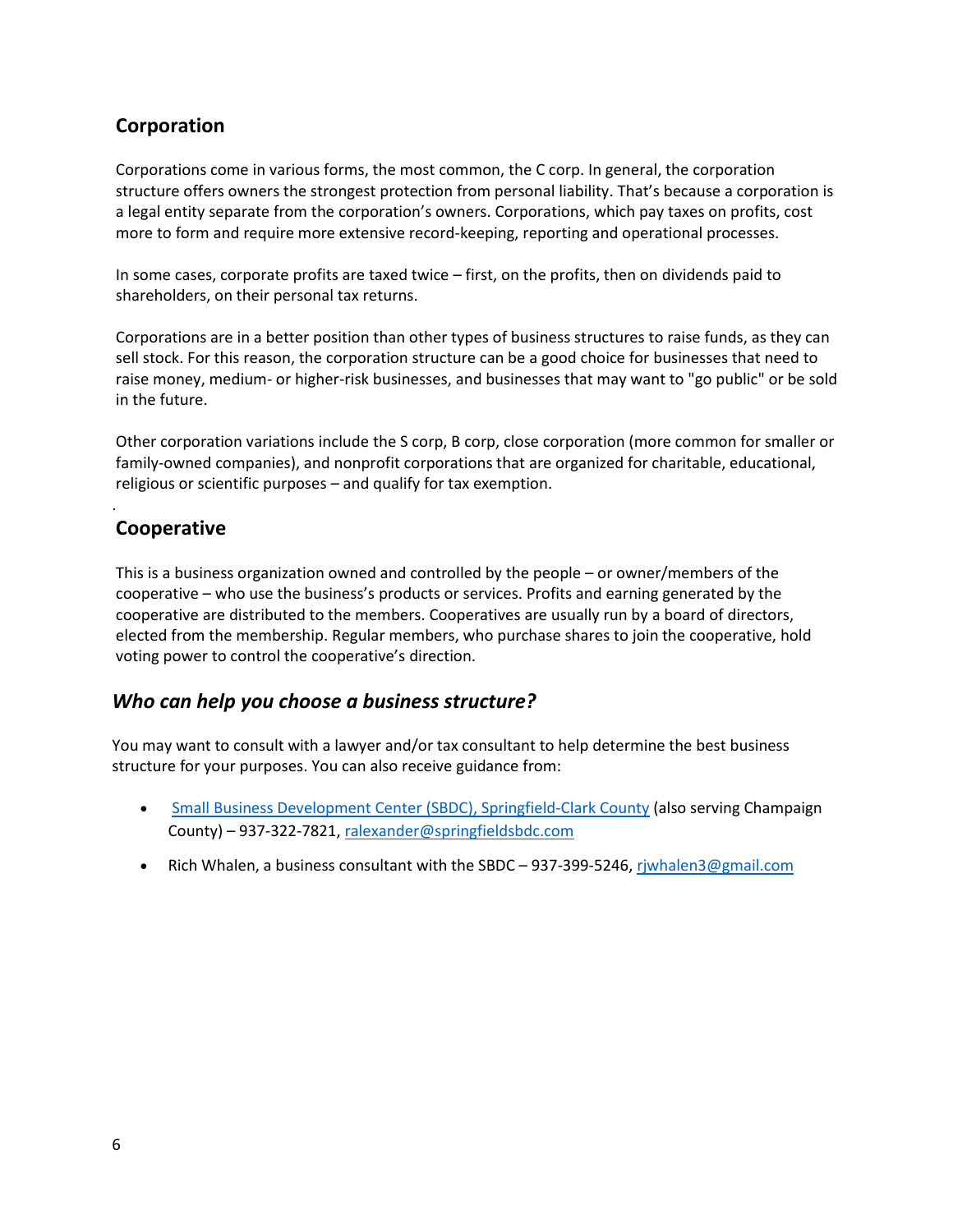## Corporation

Corporations come in various forms, the most common, the C corp. In general, the corporation structure offers owners the strongest protection from personal liability. That's because a corporation is a legal entity separate from the corporation's owners. Corporations, which pay taxes on profits, cost more to form and require more extensive record-keeping, reporting and operational processes.

In some cases, corporate profits are taxed twice – first, on the profits, then on dividends paid to shareholders, on their personal tax returns.

Corporations are in a better position than other types of business structures to raise funds, as they can sell stock. For this reason, the corporation structure can be a good choice for businesses that need to raise money, medium- or higher-risk businesses, and businesses that may want to "go public" or be sold in the future.

Other corporation variations include the S corp, B corp, close corporation (more common for smaller or family-owned companies), and nonprofit corporations that are organized for charitable, educational, religious or scientific purposes – and qualify for tax exemption.

## Cooperative

This is a business organization owned and controlled by the people – or owner/members of the cooperative – who use the business's products or services. Profits and earning generated by the cooperative are distributed to the members. Cooperatives are usually run by a board of directors, elected from the membership. Regular members, who purchase shares to join the cooperative, hold voting power to control the cooperative's direction.

## *Who can help you choose a business structure?*

You may want to consult with a lawyer and/or tax consultant to help determine the best business structure for your purposes. You can also receive guidance from:

- Small Business Development Center (SBDC), Springfield-Clark County (also serving Champaign County) – 937-322-7821, ralexander@springfieldsbdc.com
- Rich Whalen, a business consultant with the SBDC – 937-399-5246, rjwhalen3@gmail.com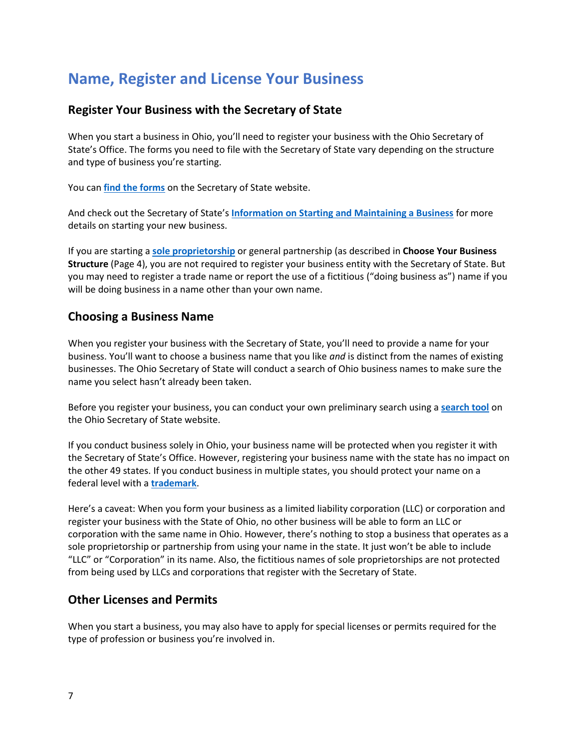# Name, Register and License Your Business

## Register Your Business with the Secretary of State

When you start a business in Ohio, you'll need to register your business with the Ohio Secretary of State's Office. The forms you need to file with the Secretary of State vary depending on the structure and type of business you're starting.

You can **find the forms** on the Secretary of State website.

And check out the Secretary of State's **Information on Starting and Maintaining a Business** for more details on starting your new business.

If you are starting a **sole proprietorship** or general partnership (as described in **Choose Your Business Structure** (Page 4), you are not required to register your business entity with the Secretary of State. But you may need to register a trade name or report the use of a fictitious ("doing business as") name if you will be doing business in a name other than your own name.

## Choosing a Business Name

When you register your business with the Secretary of State, you'll need to provide a name for your business. You'll want to choose a business name that you like *and* is distinct from the names of existing businesses. The Ohio Secretary of State will conduct a search of Ohio business names to make sure the name you select hasn't already been taken.

Before you register your business, you can conduct your own preliminary search using a **search tool** on the Ohio Secretary of State website.

If you conduct business solely in Ohio, your business name will be protected when you register it with the Secretary of State's Office. However, registering your business name with the state has no impact on the other 49 states. If you conduct business in multiple states, you should protect your name on a federal level with a **trademark**.

Here's a caveat: When you form your business as a limited liability corporation (LLC) or corporation and register your business with the State of Ohio, no other business will be able to form an LLC or corporation with the same name in Ohio. However, there's nothing to stop a business that operates as a sole proprietorship or partnership from using your name in the state. It just won't be able to include "LLC" or "Corporation" in its name. Also, the fictitious names of sole proprietorships are not protected from being used by LLCs and corporations that register with the Secretary of State.

## Other Licenses and Permits

When you start a business, you may also have to apply for special licenses or permits required for the type of profession or business you're involved in.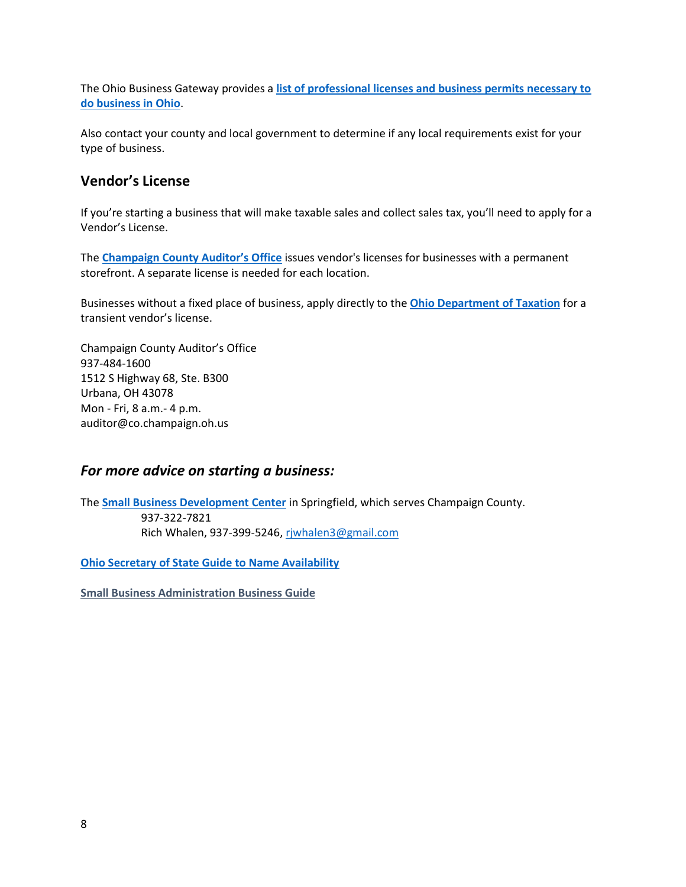The Ohio Business Gateway provides a **list of professional licenses and business permits necessary to do business in Ohio**.

Also contact your county and local government to determine if any local requirements exist for your type of business.

## Vendor's License

If you're starting a business that will make taxable sales and collect sales tax, you'll need to apply for a Vendor's License.

The **Champaign County Auditor's Office** issues vendor's licenses for businesses with a permanent storefront. A separate license is needed for each location.

Businesses without a fixed place of business, apply directly to the **Ohio Department of Taxation** for a transient vendor's license.

Champaign County Auditor's Office
937-484-1600
1512 S Highway 68, Ste. B300
Urbana, OH 43078
Mon - Fri, 8 a.m.- 4 p.m.
auditor@co.champaign.oh.us

## *For more advice on starting a business:*

The **Small Business Development Center** in Springfield, which serves Champaign County.
937-322-7821
Rich Whalen, 937-399-5246, rjwhalen3@gmail.com

**Ohio Secretary of State Guide to Name Availability**

**Small Business Administration Business Guide**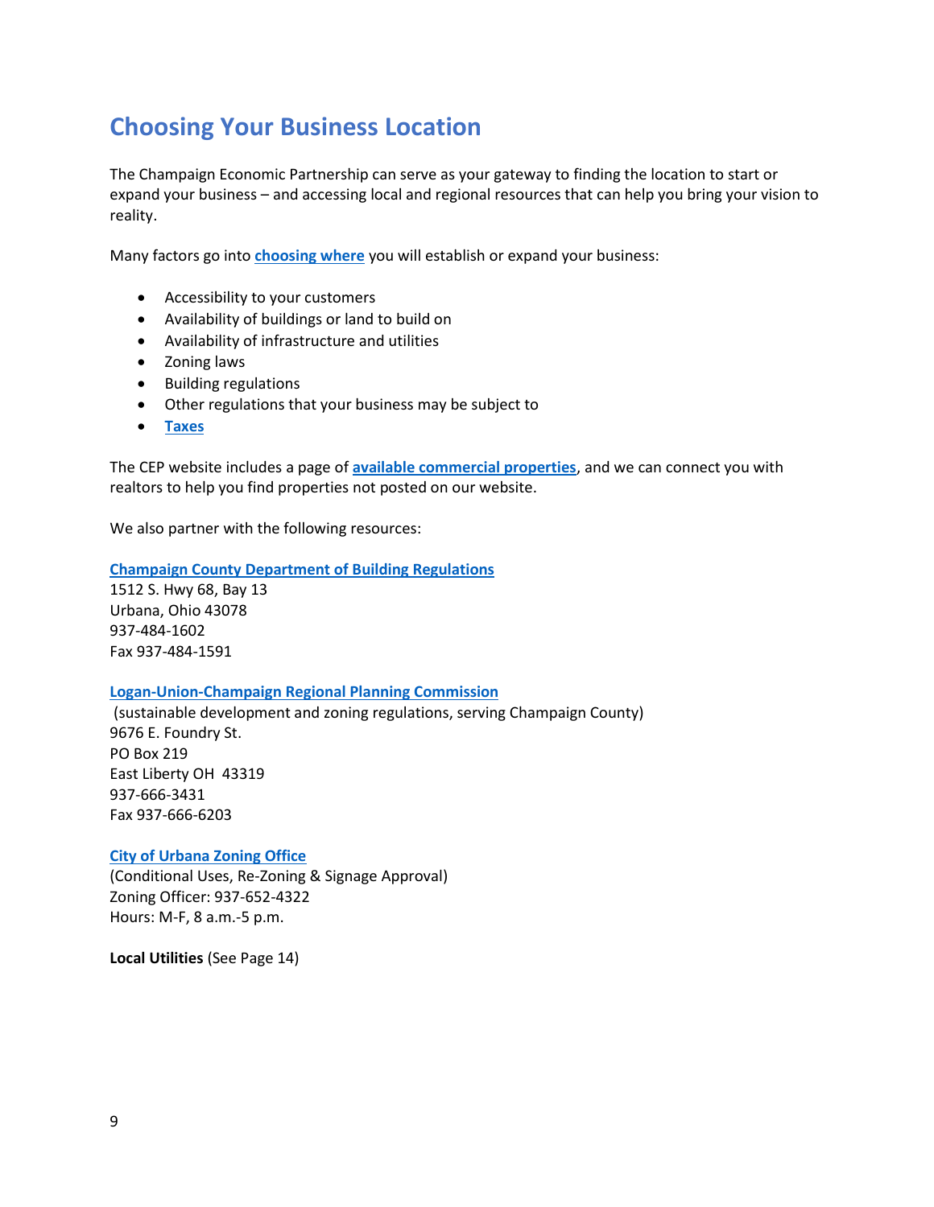# Choosing Your Business Location

The Champaign Economic Partnership can serve as your gateway to finding the location to start or expand your business – and accessing local and regional resources that can help you bring your vision to reality.

Many factors go into **choosing where** you will establish or expand your business:

- Accessibility to your customers
- Availability of buildings or land to build on
- Availability of infrastructure and utilities
- Zoning laws
- Building regulations
- Other regulations that your business may be subject to
- **Taxes**

The CEP website includes a page of **available commercial properties**, and we can connect you with realtors to help you find properties not posted on our website.

We also partner with the following resources:

**Champaign County Department of Building Regulations**
1512 S. Hwy 68, Bay 13
Urbana, Ohio 43078
937-484-1602
Fax 937-484-1591

**Logan-Union-Champaign Regional Planning Commission**
(sustainable development and zoning regulations, serving Champaign County)
9676 E. Foundry St.
PO Box 219
East Liberty OH 43319
937-666-3431
Fax 937-666-6203

**City of Urbana Zoning Office**
(Conditional Uses, Re-Zoning & Signage Approval)
Zoning Officer: 937-652-4322
Hours: M-F, 8 a.m.-5 p.m.

**Local Utilities** (See Page 14)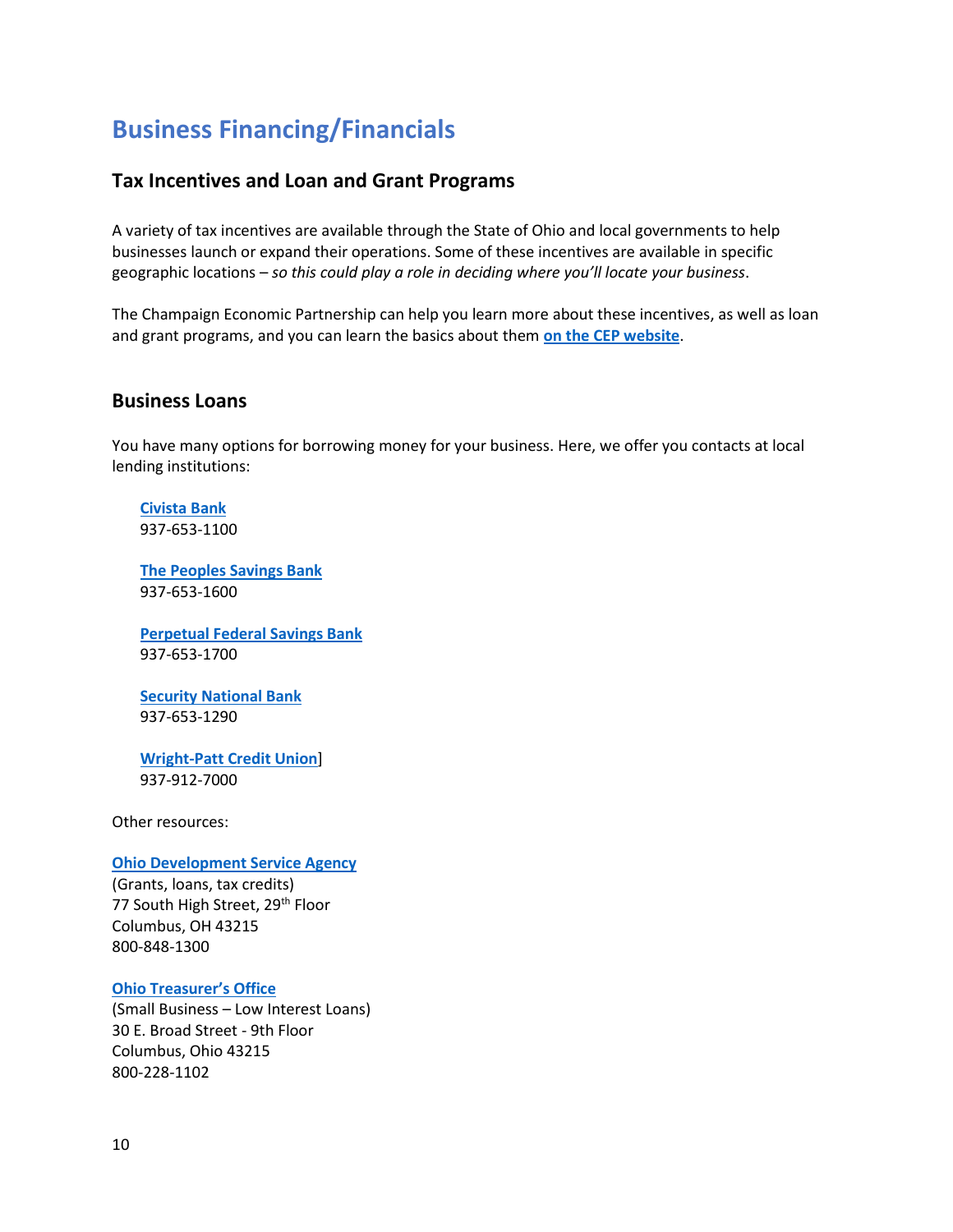# Business Financing/Financials

## Tax Incentives and Loan and Grant Programs

A variety of tax incentives are available through the State of Ohio and local governments to help businesses launch or expand their operations. Some of these incentives are available in specific geographic locations – *so this could play a role in deciding where you'll locate your business*.

The Champaign Economic Partnership can help you learn more about these incentives, as well as loan and grant programs, and you can learn the basics about them **on the CEP website**.

## Business Loans

You have many options for borrowing money for your business. Here, we offer you contacts at local lending institutions:

**Civista Bank**
937-653-1100

**The Peoples Savings Bank**
937-653-1600

**Perpetual Federal Savings Bank**
937-653-1700

**Security National Bank**
937-653-1290

**Wright-Patt Credit Union**]
937-912-7000

Other resources:

**Ohio Development Service Agency**
(Grants, loans, tax credits)
77 South High Street, 29th Floor
Columbus, OH 43215
800-848-1300

**Ohio Treasurer's Office**
(Small Business – Low Interest Loans)
30 E. Broad Street - 9th Floor
Columbus, Ohio 43215
800-228-1102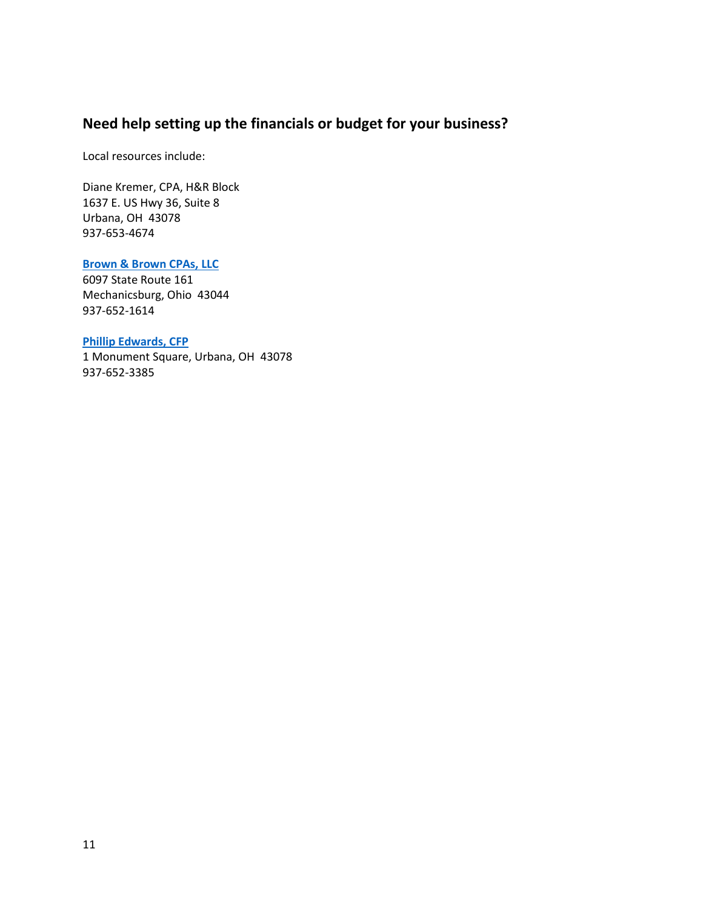## Need help setting up the financials or budget for your business?

Local resources include:

Diane Kremer, CPA, H&R Block  
1637 E. US Hwy 36, Suite 8  
Urbana, OH 43078  
937-653-4674

**Brown & Brown CPAs, LLC**  
6097 State Route 161  
Mechanicsburg, Ohio 43044  
937-652-1614

**Phillip Edwards, CFP**  
1 Monument Square, Urbana, OH 43078  
937-652-3385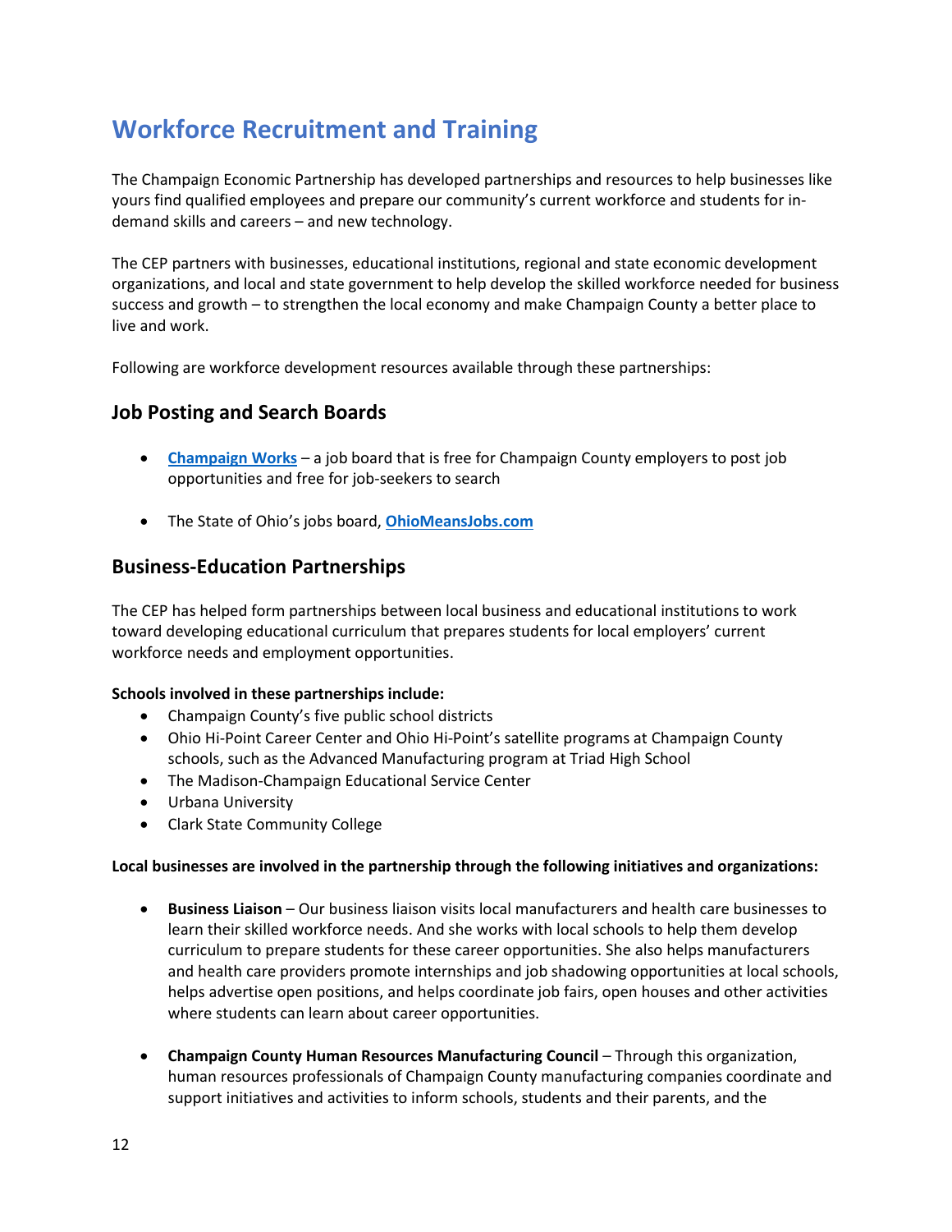# Workforce Recruitment and Training

The Champaign Economic Partnership has developed partnerships and resources to help businesses like yours find qualified employees and prepare our community's current workforce and students for in-demand skills and careers – and new technology.

The CEP partners with businesses, educational institutions, regional and state economic development organizations, and local and state government to help develop the skilled workforce needed for business success and growth – to strengthen the local economy and make Champaign County a better place to live and work.

Following are workforce development resources available through these partnerships:

## Job Posting and Search Boards

- **Champaign Works** – a job board that is free for Champaign County employers to post job opportunities and free for job-seekers to search
- The State of Ohio's jobs board, **OhioMeansJobs.com**

## Business-Education Partnerships

The CEP has helped form partnerships between local business and educational institutions to work toward developing educational curriculum that prepares students for local employers' current workforce needs and employment opportunities.

**Schools involved in these partnerships include:**

- Champaign County's five public school districts
- Ohio Hi-Point Career Center and Ohio Hi-Point's satellite programs at Champaign County schools, such as the Advanced Manufacturing program at Triad High School
- The Madison-Champaign Educational Service Center
- Urbana University
- Clark State Community College

**Local businesses are involved in the partnership through the following initiatives and organizations:**

- **Business Liaison** – Our business liaison visits local manufacturers and health care businesses to learn their skilled workforce needs. And she works with local schools to help them develop curriculum to prepare students for these career opportunities. She also helps manufacturers and health care providers promote internships and job shadowing opportunities at local schools, helps advertise open positions, and helps coordinate job fairs, open houses and other activities where students can learn about career opportunities.
- **Champaign County Human Resources Manufacturing Council** – Through this organization, human resources professionals of Champaign County manufacturing companies coordinate and support initiatives and activities to inform schools, students and their parents, and the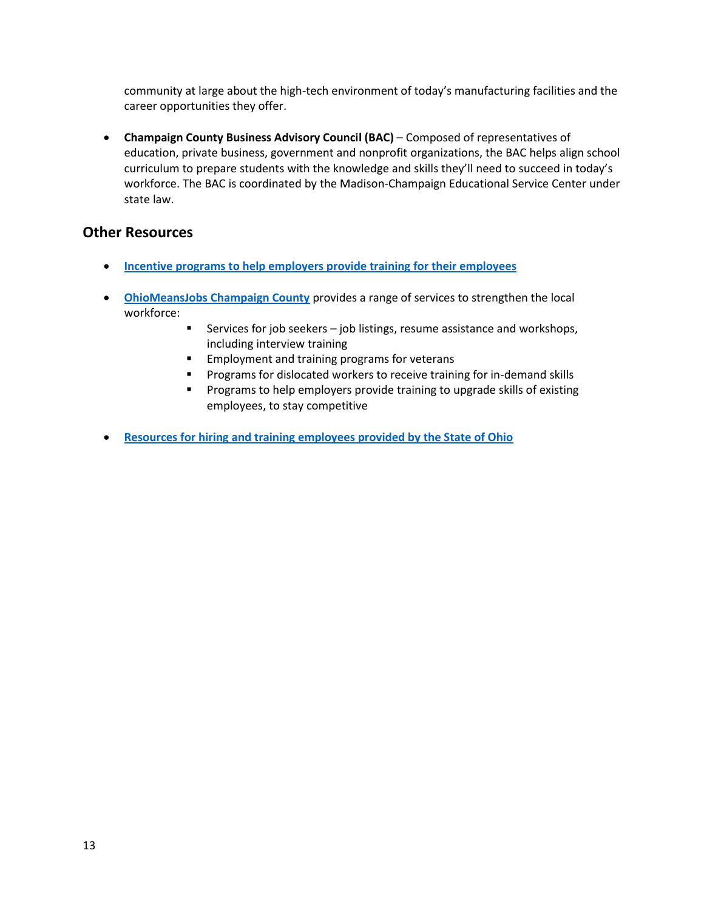community at large about the high-tech environment of today's manufacturing facilities and the career opportunities they offer.

- **Champaign County Business Advisory Council (BAC)** – Composed of representatives of education, private business, government and nonprofit organizations, the BAC helps align school curriculum to prepare students with the knowledge and skills they'll need to succeed in today's workforce. The BAC is coordinated by the Madison-Champaign Educational Service Center under state law.

## Other Resources

- **Incentive programs to help employers provide training for their employees**

- **OhioMeansJobs Champaign County** provides a range of services to strengthen the local workforce:
  - Services for job seekers – job listings, resume assistance and workshops, including interview training
  - Employment and training programs for veterans
  - Programs for dislocated workers to receive training for in-demand skills
  - Programs to help employers provide training to upgrade skills of existing employees, to stay competitive

- **Resources for hiring and training employees provided by the State of Ohio**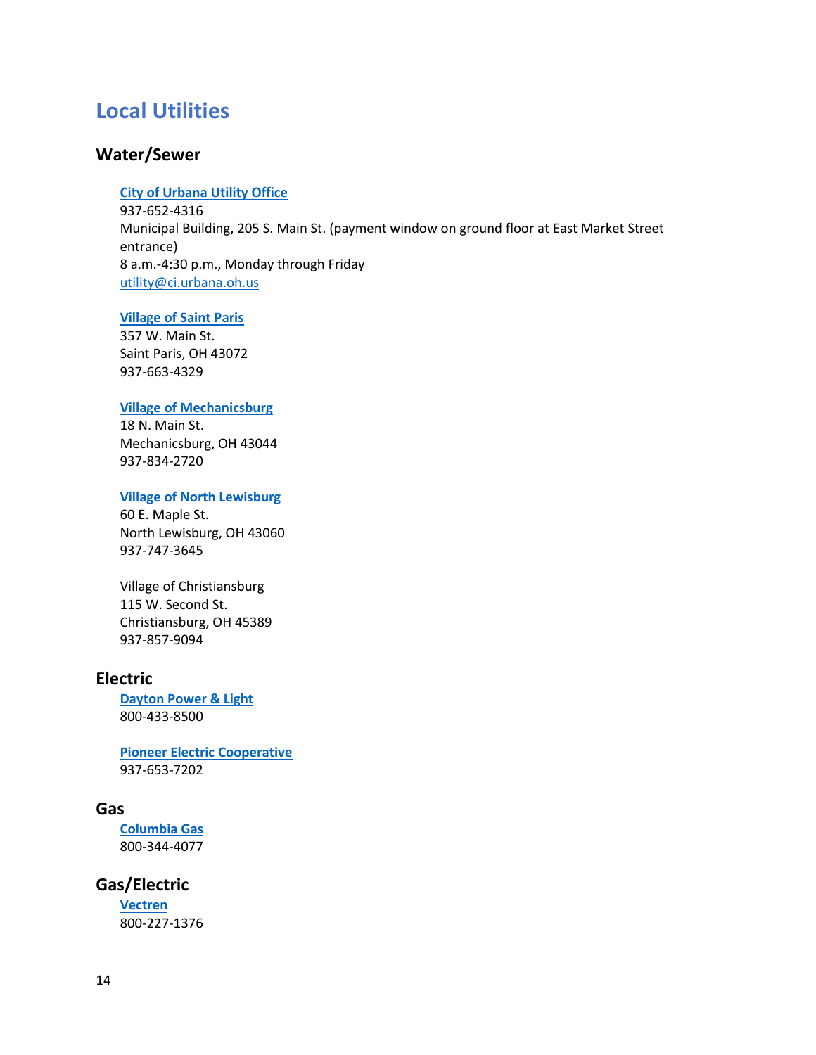# Local Utilities

## Water/Sewer

**City of Urbana Utility Office**
937-652-4316
Municipal Building, 205 S. Main St. (payment window on ground floor at East Market Street entrance)
8 a.m.-4:30 p.m., Monday through Friday
utility@ci.urbana.oh.us

**Village of Saint Paris**
357 W. Main St.
Saint Paris, OH 43072
937-663-4329

**Village of Mechanicsburg**
18 N. Main St.
Mechanicsburg, OH 43044
937-834-2720

**Village of North Lewisburg**
60 E. Maple St.
North Lewisburg, OH 43060
937-747-3645

Village of Christiansburg
115 W. Second St.
Christiansburg, OH 45389
937-857-9094

## Electric

**Dayton Power & Light**
800-433-8500

**Pioneer Electric Cooperative**
937-653-7202

## Gas

**Columbia Gas**
800-344-4077

## Gas/Electric

**Vectren**
800-227-1376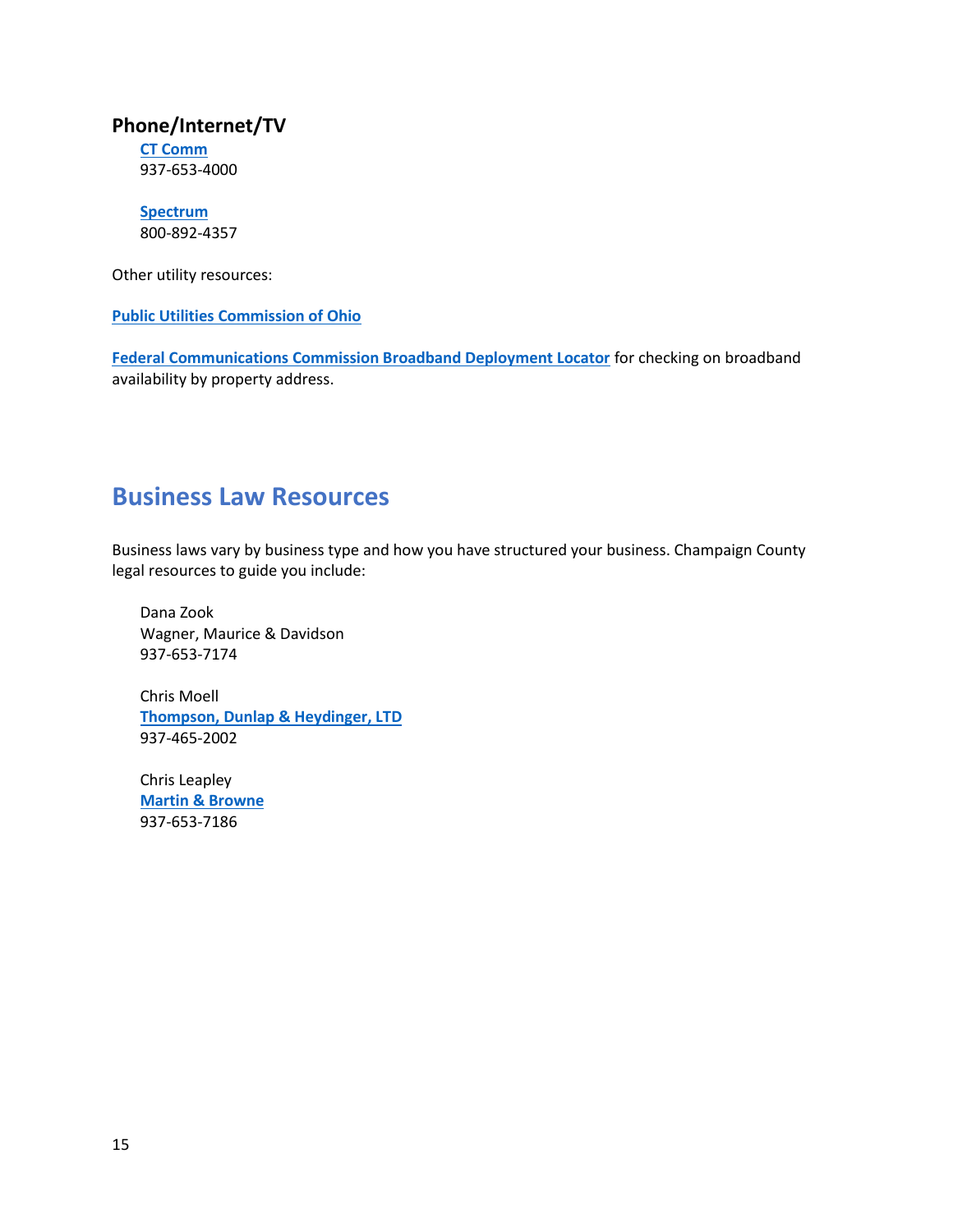### Phone/Internet/TV

**CT Comm**
937-653-4000

**Spectrum**
800-892-4357

Other utility resources:

**Public Utilities Commission of Ohio**

**Federal Communications Commission Broadband Deployment Locator** for checking on broadband availability by property address.

## Business Law Resources

Business laws vary by business type and how you have structured your business. Champaign County legal resources to guide you include:

Dana Zook
Wagner, Maurice & Davidson
937-653-7174

Chris Moell
**Thompson, Dunlap & Heydinger, LTD**
937-465-2002

Chris Leapley
**Martin & Browne**
937-653-7186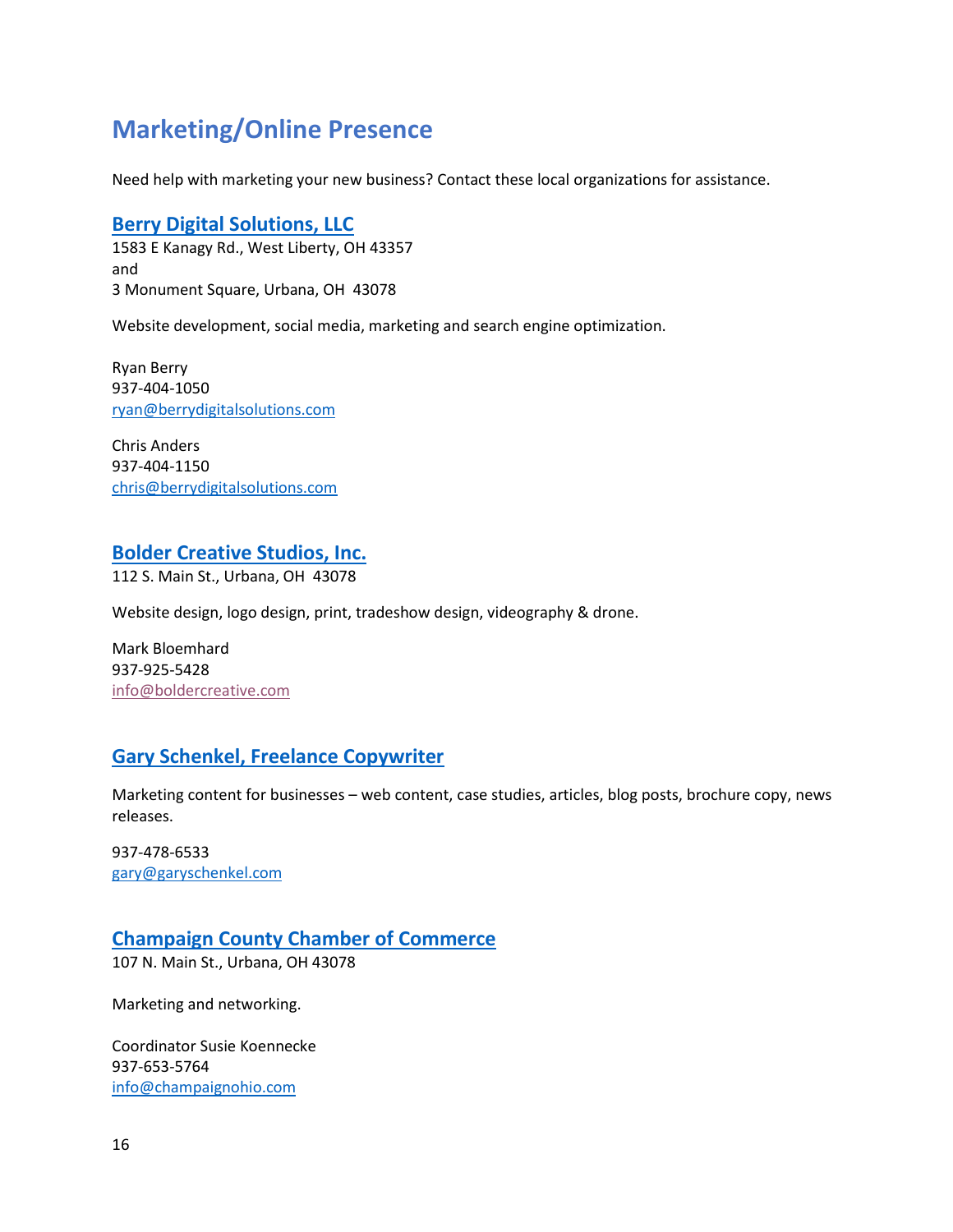# Marketing/Online Presence

Need help with marketing your new business? Contact these local organizations for assistance.

## Berry Digital Solutions, LLC

1583 E Kanagy Rd., West Liberty, OH 43357
and
3 Monument Square, Urbana, OH 43078

Website development, social media, marketing and search engine optimization.

Ryan Berry
937-404-1050
ryan@berrydigitalsolutions.com

Chris Anders
937-404-1150
chris@berrydigitalsolutions.com

## Bolder Creative Studios, Inc.

112 S. Main St., Urbana, OH 43078

Website design, logo design, print, tradeshow design, videography & drone.

Mark Bloemhard
937-925-5428
info@boldercreative.com

## Gary Schenkel, Freelance Copywriter

Marketing content for businesses – web content, case studies, articles, blog posts, brochure copy, news releases.

937-478-6533
gary@garyschenkel.com

## Champaign County Chamber of Commerce

107 N. Main St., Urbana, OH 43078

Marketing and networking.

Coordinator Susie Koennecke
937-653-5764
info@champaignohio.com